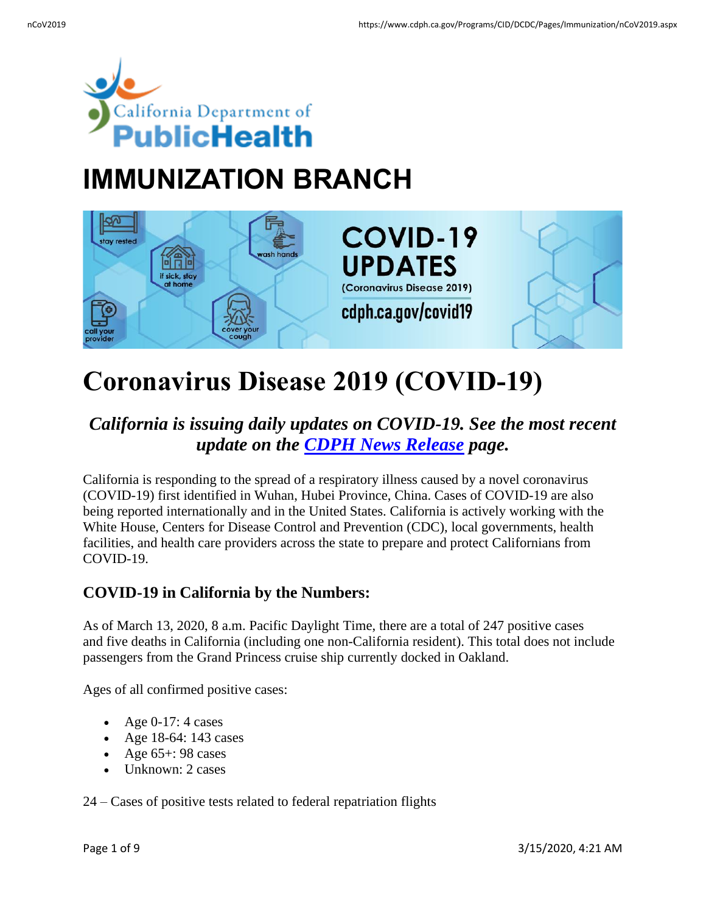# IMMUNIZATION BRANCH

# Coronavirus Disease 2019 (COVID-19)

### *California is issuing daily updates on COVID-19. See the most recent update on the [CDPH News Release](https://www.cdph.ca.gov) page.*

California is responding to the spread of a respiratory illness caused by a novel coronavirus (COVID-19) first identified in Wuhan, Hubei Province, China. Cases of COVID-19 are also being reported internationally and in the United States. California is actively working with the White House, Centers for Disease Control and Prevention (CDC), local governments, health facilities, and health care providers across the state to prepare and protect Californians from COVID-19.

## COVID-19 in California by the Numbers:

As of March 13, 2020, 8 a.m. Pacific Daylight Time, there are a total of 247 positive cases and five deaths in California (including one non-California resident). This total does not include passengers from the Grand Princess cruise ship currently docked in Oakland.

Ages of all confirmed positive cases:

- Age 0-17: 4 cases
- Age 18-64: 143 cases
- Age 65+: 98 cases
- Unknown: 2 cases

24 – Cases of positive tests related to federal repatriation flights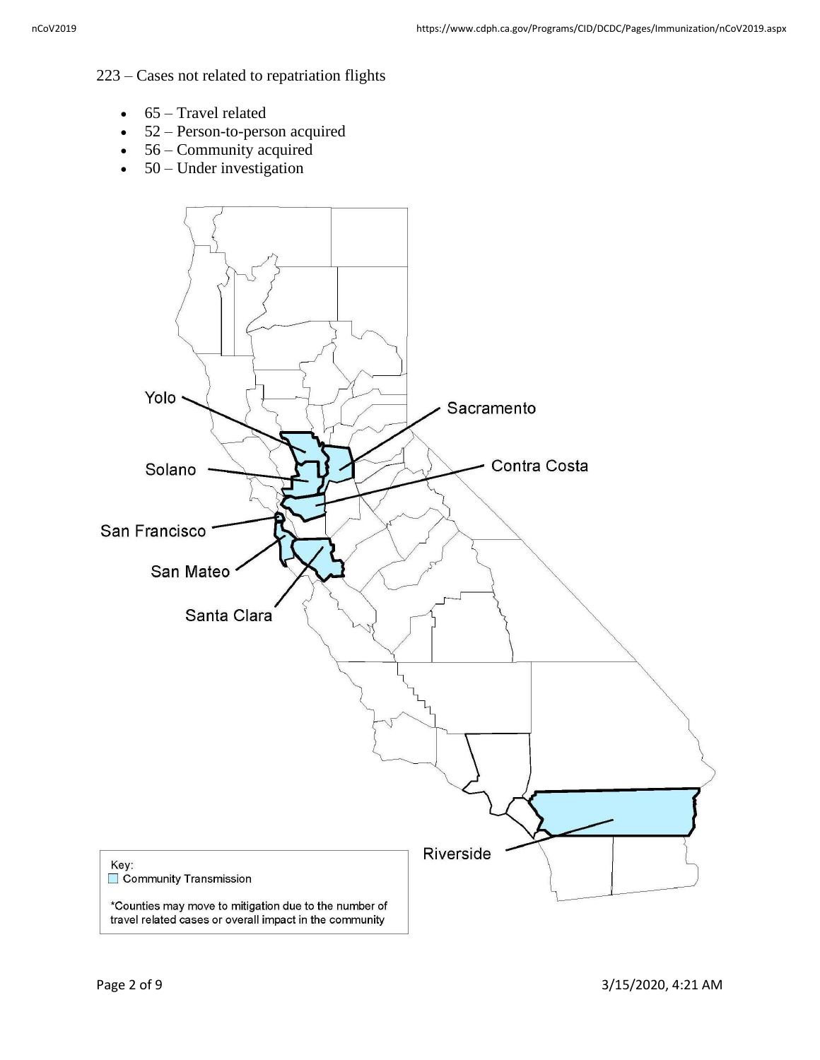223 – Cases not related to repatriation flights

- 65 – Travel related
- 52 – Person-to-person acquired
- 56 – Community acquired
- 50 – Under investigation

Yolo

Sacramento

Solano

Contra Costa

San Francisco

San Mateo

Santa Clara

Riverside

Key:

Community Transmission

*Counties may move to mitigation due to the number of travel related cases or overall impact in the community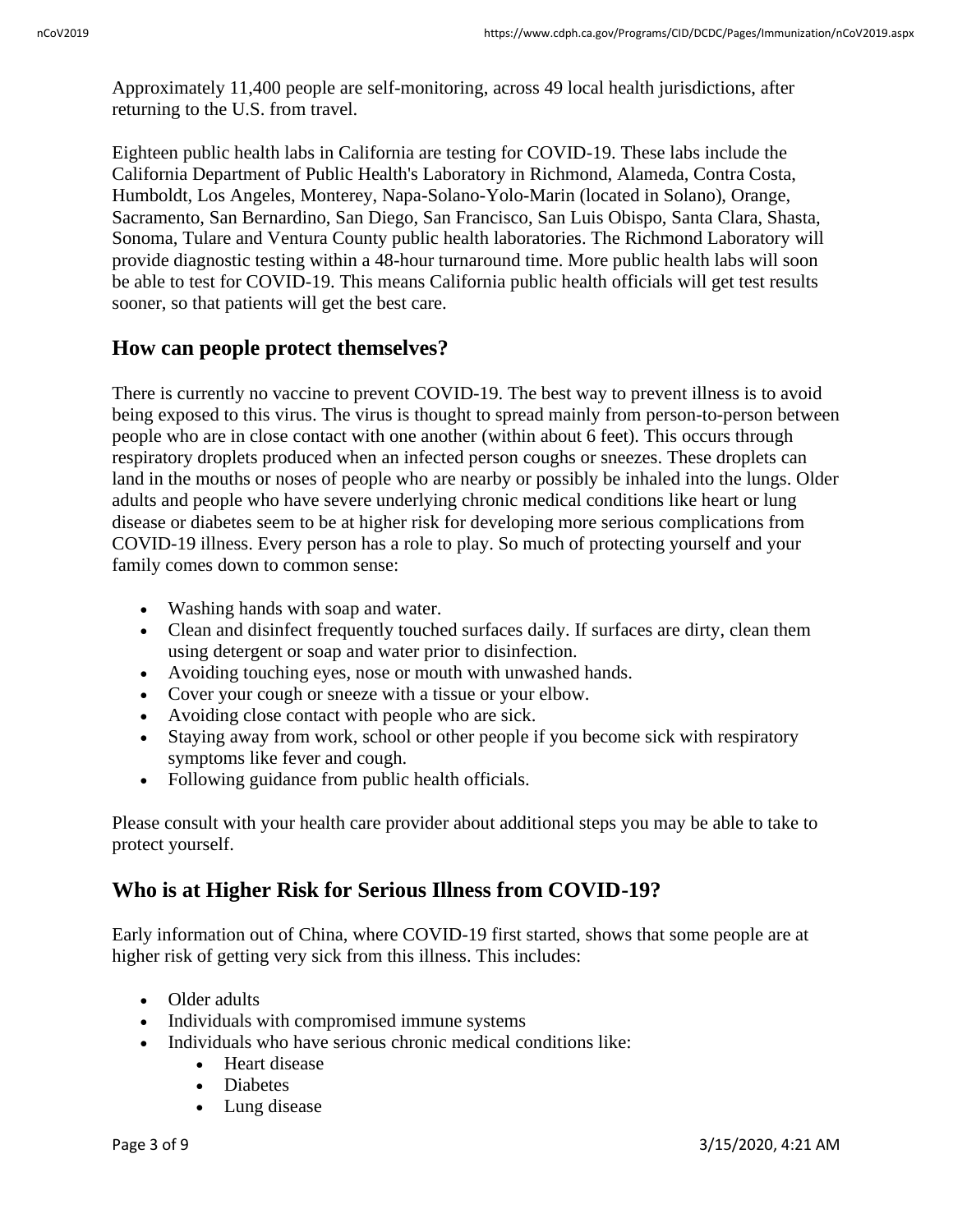Approximately 11,400 people are self-monitoring, across 49 local health jurisdictions, after returning to the U.S. from travel.

Eighteen public health labs in California are testing for COVID-19. These labs include the California Department of Public Health's Laboratory in Richmond, Alameda, Contra Costa, Humboldt, Los Angeles, Monterey, Napa-Solano-Yolo-Marin (located in Solano), Orange, Sacramento, San Bernardino, San Diego, San Francisco, San Luis Obispo, Santa Clara, Shasta, Sonoma, Tulare and Ventura County public health laboratories. The Richmond Laboratory will provide diagnostic testing within a 48-hour turnaround time. More public health labs will soon be able to test for COVID-19. This means California public health officials will get test results sooner, so that patients will get the best care.

## How can people protect themselves?

There is currently no vaccine to prevent COVID-19. The best way to prevent illness is to avoid being exposed to this virus. The virus is thought to spread mainly from person-to-person between people who are in close contact with one another (within about 6 feet). This occurs through respiratory droplets produced when an infected person coughs or sneezes. These droplets can land in the mouths or noses of people who are nearby or possibly be inhaled into the lungs. Older adults and people who have severe underlying chronic medical conditions like heart or lung disease or diabetes seem to be at higher risk for developing more serious complications from COVID-19 illness. Every person has a role to play. So much of protecting yourself and your family comes down to common sense:

- Washing hands with soap and water.
- Clean and disinfect frequently touched surfaces daily. If surfaces are dirty, clean them using detergent or soap and water prior to disinfection.
- Avoiding touching eyes, nose or mouth with unwashed hands.
- Cover your cough or sneeze with a tissue or your elbow.
- Avoiding close contact with people who are sick.
- Staying away from work, school or other people if you become sick with respiratory symptoms like fever and cough.
- Following guidance from public health officials.

Please consult with your health care provider about additional steps you may be able to take to protect yourself.

## Who is at Higher Risk for Serious Illness from COVID-19?

Early information out of China, where COVID-19 first started, shows that some people are at higher risk of getting very sick from this illness. This includes:

- Older adults
- Individuals with compromised immune systems
- Individuals who have serious chronic medical conditions like:
  - Heart disease
  - Diabetes
  - Lung disease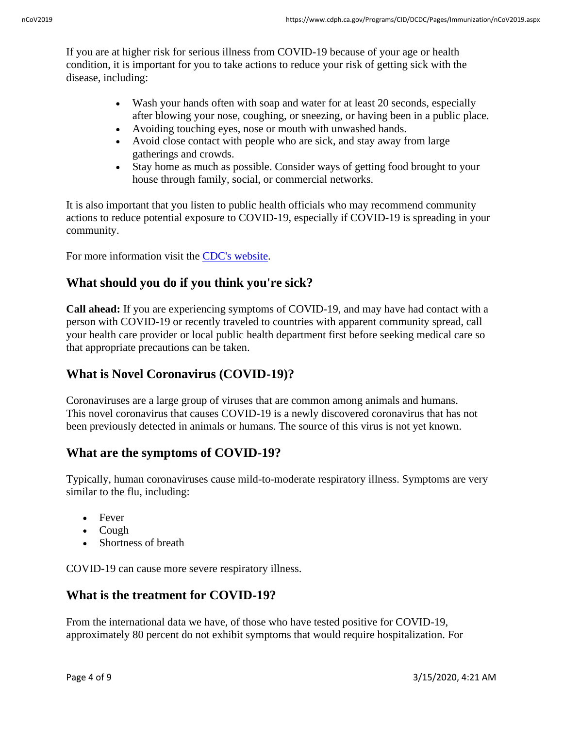If you are at higher risk for serious illness from COVID-19 because of your age or health condition, it is important for you to take actions to reduce your risk of getting sick with the disease, including:

- Wash your hands often with soap and water for at least 20 seconds, especially after blowing your nose, coughing, or sneezing, or having been in a public place.
- Avoiding touching eyes, nose or mouth with unwashed hands.
- Avoid close contact with people who are sick, and stay away from large gatherings and crowds.
- Stay home as much as possible. Consider ways of getting food brought to your house through family, social, or commercial networks.

It is also important that you listen to public health officials who may recommend community actions to reduce potential exposure to COVID-19, especially if COVID-19 is spreading in your community.

For more information visit the [CDC's website](#).

## What should you do if you think you're sick?

**Call ahead:** If you are experiencing symptoms of COVID-19, and may have had contact with a person with COVID-19 or recently traveled to countries with apparent community spread, call your health care provider or local public health department first before seeking medical care so that appropriate precautions can be taken.

## What is Novel Coronavirus (COVID-19)?

Coronaviruses are a large group of viruses that are common among animals and humans. This novel coronavirus that causes COVID-19 is a newly discovered coronavirus that has not been previously detected in animals or humans. The source of this virus is not yet known.

## What are the symptoms of COVID-19?

Typically, human coronaviruses cause mild-to-moderate respiratory illness. Symptoms are very similar to the flu, including:

- Fever
- Cough
- Shortness of breath

COVID-19 can cause more severe respiratory illness.

## What is the treatment for COVID-19?

From the international data we have, of those who have tested positive for COVID-19, approximately 80 percent do not exhibit symptoms that would require hospitalization. For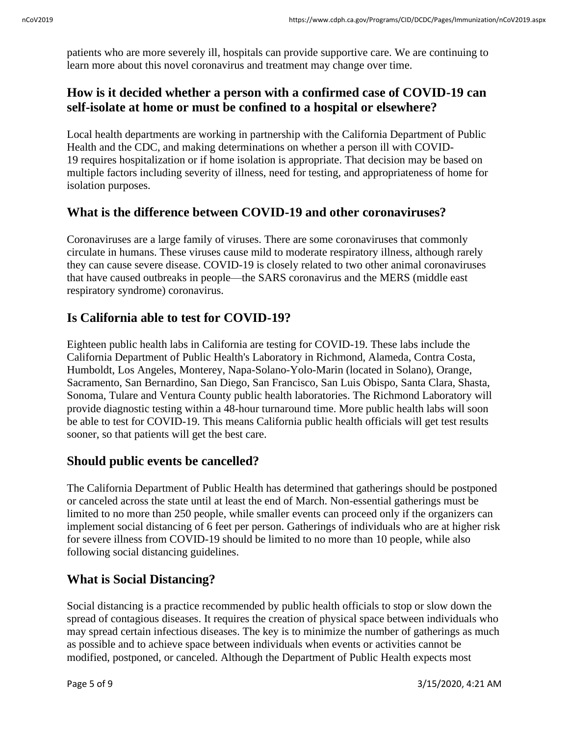patients who are more severely ill, hospitals can provide supportive care. We are continuing to learn more about this novel coronavirus and treatment may change over time.

## How is it decided whether a person with a confirmed case of COVID-19 can self-isolate at home or must be confined to a hospital or elsewhere?

Local health departments are working in partnership with the California Department of Public Health and the CDC, and making determinations on whether a person ill with COVID-19 requires hospitalization or if home isolation is appropriate. That decision may be based on multiple factors including severity of illness, need for testing, and appropriateness of home for isolation purposes.

## What is the difference between COVID-19 and other coronaviruses?

Coronaviruses are a large family of viruses. There are some coronaviruses that commonly circulate in humans. These viruses cause mild to moderate respiratory illness, although rarely they can cause severe disease. COVID-19 is closely related to two other animal coronaviruses that have caused outbreaks in people—the SARS coronavirus and the MERS (middle east respiratory syndrome) coronavirus.

## Is California able to test for COVID-19?

Eighteen public health labs in California are testing for COVID-19. These labs include the California Department of Public Health's Laboratory in Richmond, Alameda, Contra Costa, Humboldt, Los Angeles, Monterey, Napa-Solano-Yolo-Marin (located in Solano), Orange, Sacramento, San Bernardino, San Diego, San Francisco, San Luis Obispo, Santa Clara, Shasta, Sonoma, Tulare and Ventura County public health laboratories. The Richmond Laboratory will provide diagnostic testing within a 48-hour turnaround time. More public health labs will soon be able to test for COVID-19. This means California public health officials will get test results sooner, so that patients will get the best care.

## Should public events be cancelled?

The California Department of Public Health has determined that gatherings should be postponed or canceled across the state until at least the end of March. Non-essential gatherings must be limited to no more than 250 people, while smaller events can proceed only if the organizers can implement social distancing of 6 feet per person. Gatherings of individuals who are at higher risk for severe illness from COVID-19 should be limited to no more than 10 people, while also following social distancing guidelines.

## What is Social Distancing?

Social distancing is a practice recommended by public health officials to stop or slow down the spread of contagious diseases. It requires the creation of physical space between individuals who may spread certain infectious diseases. The key is to minimize the number of gatherings as much as possible and to achieve space between individuals when events or activities cannot be modified, postponed, or canceled. Although the Department of Public Health expects most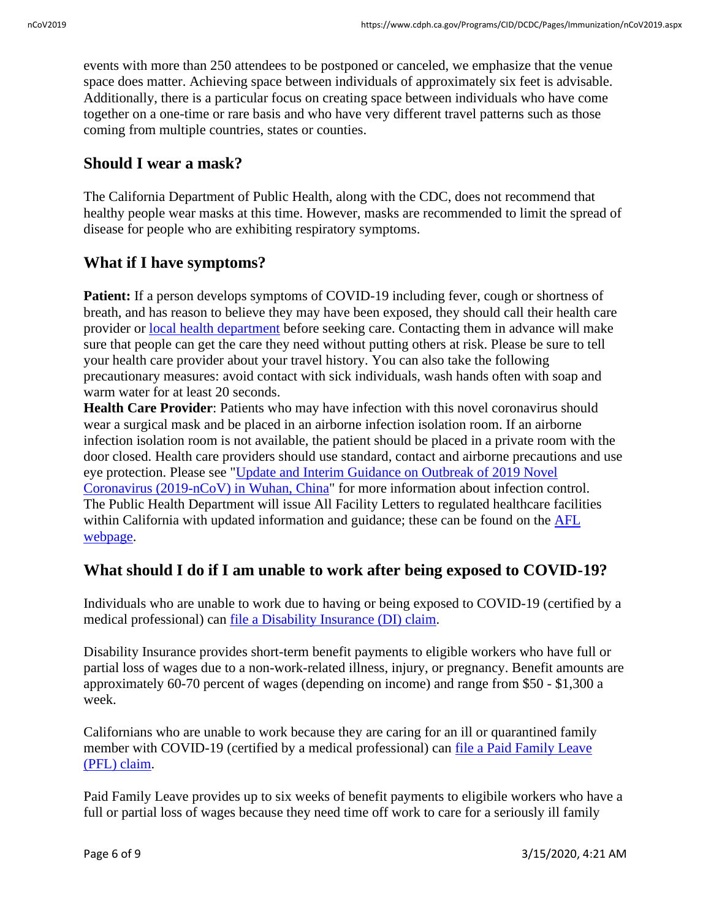events with more than 250 attendees to be postponed or canceled, we emphasize that the venue space does matter. Achieving space between individuals of approximately six feet is advisable. Additionally, there is a particular focus on creating space between individuals who have come together on a one-time or rare basis and who have very different travel patterns such as those coming from multiple countries, states or counties.

## Should I wear a mask?

The California Department of Public Health, along with the CDC, does not recommend that healthy people wear masks at this time. However, masks are recommended to limit the spread of disease for people who are exhibiting respiratory symptoms.

## What if I have symptoms?

**Patient:** If a person develops symptoms of COVID-19 including fever, cough or shortness of breath, and has reason to believe they may have been exposed, they should call their health care provider or local health department before seeking care. Contacting them in advance will make sure that people can get the care they need without putting others at risk. Please be sure to tell your health care provider about your travel history. You can also take the following precautionary measures: avoid contact with sick individuals, wash hands often with soap and warm water for at least 20 seconds.

**Health Care Provider**: Patients who may have infection with this novel coronavirus should wear a surgical mask and be placed in an airborne infection isolation room. If an airborne infection isolation room is not available, the patient should be placed in a private room with the door closed. Health care providers should use standard, contact and airborne precautions and use eye protection. Please see "Update and Interim Guidance on Outbreak of 2019 Novel Coronavirus (2019-nCoV) in Wuhan, China" for more information about infection control. The Public Health Department will issue All Facility Letters to regulated healthcare facilities within California with updated information and guidance; these can be found on the AFL webpage.

## What should I do if I am unable to work after being exposed to COVID-19?

Individuals who are unable to work due to having or being exposed to COVID-19 (certified by a medical professional) can file a Disability Insurance (DI) claim.

Disability Insurance provides short-term benefit payments to eligible workers who have full or partial loss of wages due to a non-work-related illness, injury, or pregnancy. Benefit amounts are approximately 60-70 percent of wages (depending on income) and range from $50 - $1,300 a week.

Californians who are unable to work because they are caring for an ill or quarantined family member with COVID-19 (certified by a medical professional) can file a Paid Family Leave (PFL) claim.

Paid Family Leave provides up to six weeks of benefit payments to eligibile workers who have a full or partial loss of wages because they need time off work to care for a seriously ill family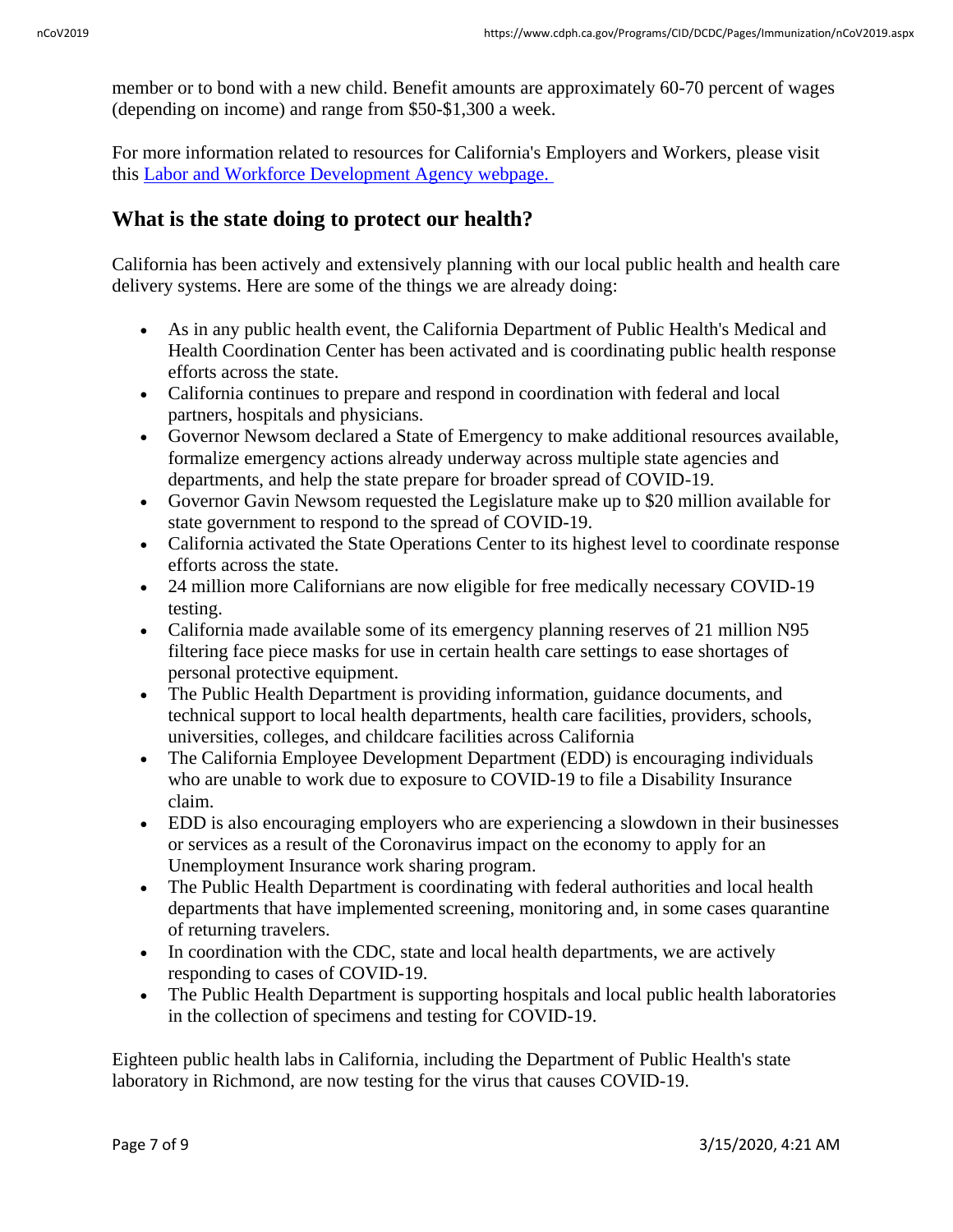member or to bond with a new child. Benefit amounts are approximately 60-70 percent of wages (depending on income) and range from $50-$1,300 a week.

For more information related to resources for California's Employers and Workers, please visit this [Labor and Workforce Development Agency webpage.](https://www.labor.ca.gov/coronavirus2019/)

## What is the state doing to protect our health?

California has been actively and extensively planning with our local public health and health care delivery systems. Here are some of the things we are already doing:

- As in any public health event, the California Department of Public Health's Medical and Health Coordination Center has been activated and is coordinating public health response efforts across the state.
- California continues to prepare and respond in coordination with federal and local partners, hospitals and physicians.
- Governor Newsom declared a State of Emergency to make additional resources available, formalize emergency actions already underway across multiple state agencies and departments, and help the state prepare for broader spread of COVID-19.
- Governor Gavin Newsom requested the Legislature make up to $20 million available for state government to respond to the spread of COVID-19.
- California activated the State Operations Center to its highest level to coordinate response efforts across the state.
- 24 million more Californians are now eligible for free medically necessary COVID-19 testing.
- California made available some of its emergency planning reserves of 21 million N95 filtering face piece masks for use in certain health care settings to ease shortages of personal protective equipment.
- The Public Health Department is providing information, guidance documents, and technical support to local health departments, health care facilities, providers, schools, universities, colleges, and childcare facilities across California
- The California Employee Development Department (EDD) is encouraging individuals who are unable to work due to exposure to COVID-19 to file a Disability Insurance claim.
- EDD is also encouraging employers who are experiencing a slowdown in their businesses or services as a result of the Coronavirus impact on the economy to apply for an Unemployment Insurance work sharing program.
- The Public Health Department is coordinating with federal authorities and local health departments that have implemented screening, monitoring and, in some cases quarantine of returning travelers.
- In coordination with the CDC, state and local health departments, we are actively responding to cases of COVID-19.
- The Public Health Department is supporting hospitals and local public health laboratories in the collection of specimens and testing for COVID-19.

Eighteen public health labs in California, including the Department of Public Health's state laboratory in Richmond, are now testing for the virus that causes COVID-19.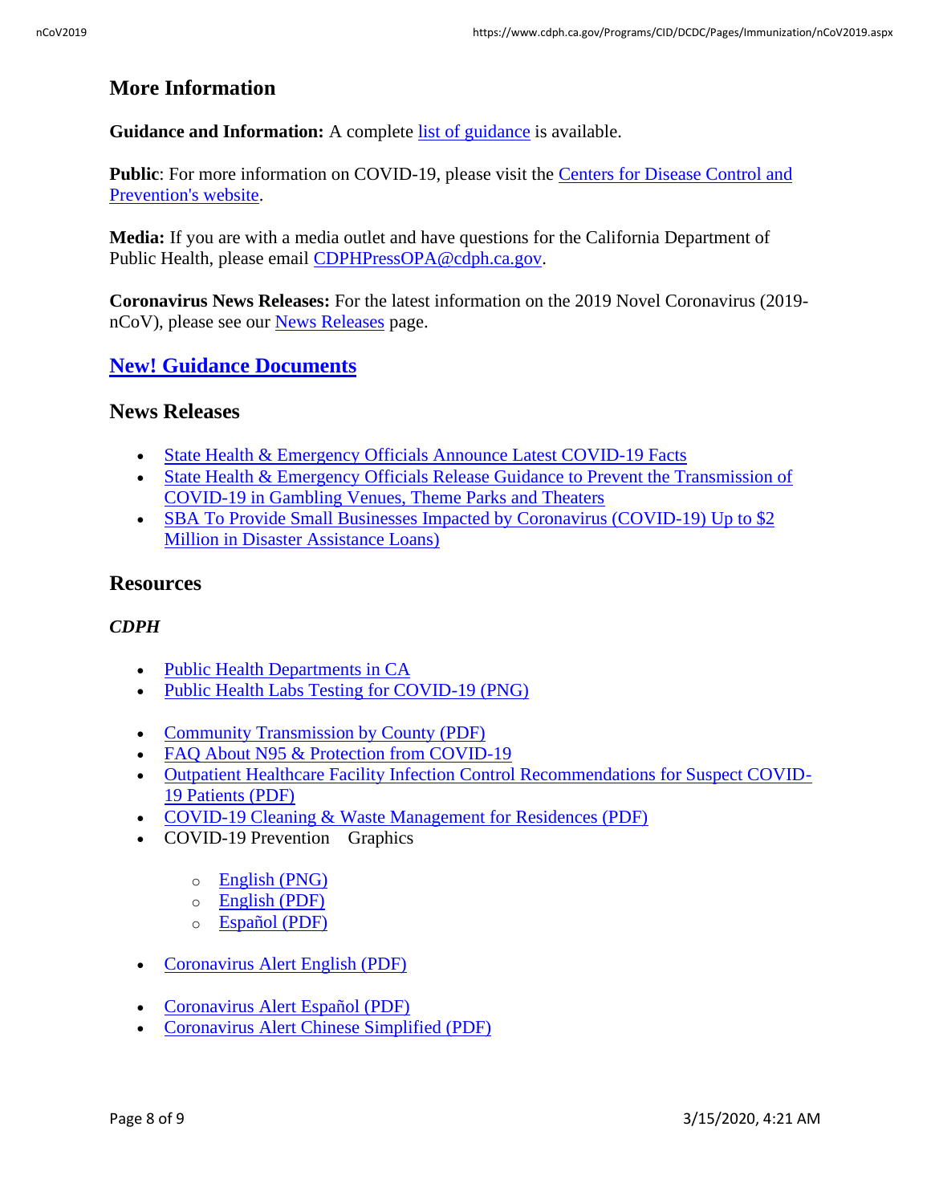## More Information

**Guidance and Information:** A complete list of guidance is available.

**Public**: For more information on COVID-19, please visit the Centers for Disease Control and Prevention's website.

**Media:** If you are with a media outlet and have questions for the California Department of Public Health, please email CDPHPressOPA@cdph.ca.gov.

**Coronavirus News Releases:** For the latest information on the 2019 Novel Coronavirus (2019-nCoV), please see our News Releases page.

## New! Guidance Documents

## News Releases

- State Health & Emergency Officials Announce Latest COVID-19 Facts
- State Health & Emergency Officials Release Guidance to Prevent the Transmission of COVID-19 in Gambling Venues, Theme Parks and Theaters
- SBA To Provide Small Businesses Impacted by Coronavirus (COVID-19) Up to $2 Million in Disaster Assistance Loans)

## Resources

### *CDPH*

- Public Health Departments in CA
- Public Health Labs Testing for COVID-19 (PNG)
- Community Transmission by County (PDF)
- FAQ About N95 & Protection from COVID-19
- Outpatient Healthcare Facility Infection Control Recommendations for Suspect COVID-19 Patients (PDF)
- COVID-19 Cleaning & Waste Management for Residences (PDF)
- COVID-19 Prevention Graphics
  - English (PNG)
  - English (PDF)
  - Español (PDF)
- Coronavirus Alert English (PDF)
- Coronavirus Alert Español (PDF)
- Coronavirus Alert Chinese Simplified (PDF)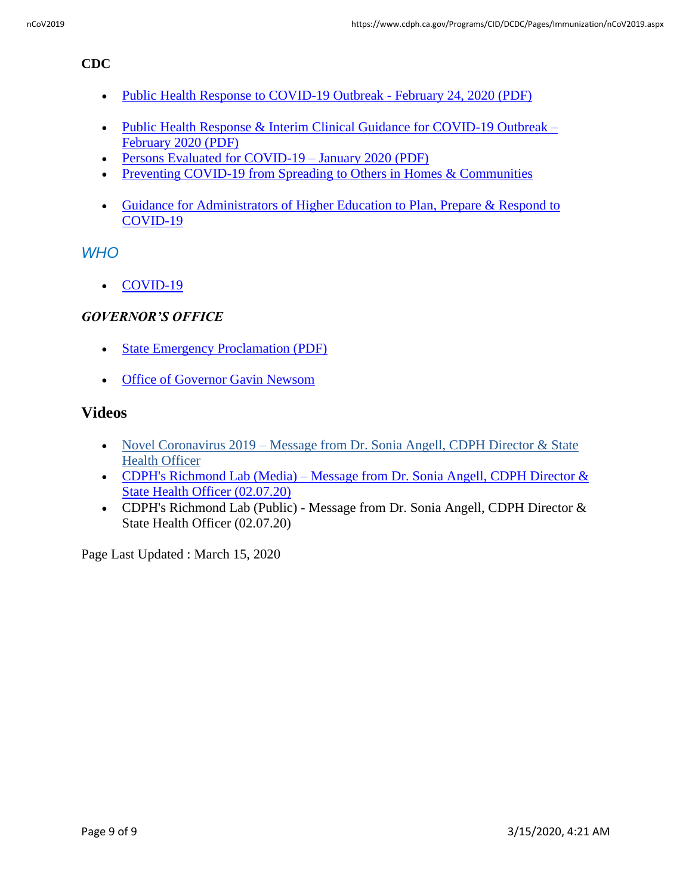**CDC**

- Public Health Response to COVID-19 Outbreak - February 24, 2020 (PDF)
- Public Health Response & Interim Clinical Guidance for COVID-19 Outbreak – February 2020 (PDF)
- Persons Evaluated for COVID-19 – January 2020 (PDF)
- Preventing COVID-19 from Spreading to Others in Homes & Communities
- Guidance for Administrators of Higher Education to Plan, Prepare & Respond to COVID-19

*WHO*

- COVID-19

***GOVERNOR'S OFFICE***

- State Emergency Proclamation (PDF)
- Office of Governor Gavin Newsom

## Videos

- Novel Coronavirus 2019 – Message from Dr. Sonia Angell, CDPH Director & State Health Officer
- CDPH's Richmond Lab (Media) – Message from Dr. Sonia Angell, CDPH Director & State Health Officer (02.07.20)
- CDPH's Richmond Lab (Public) - Message from Dr. Sonia Angell, CDPH Director & State Health Officer (02.07.20)

Page Last Updated : March 15, 2020